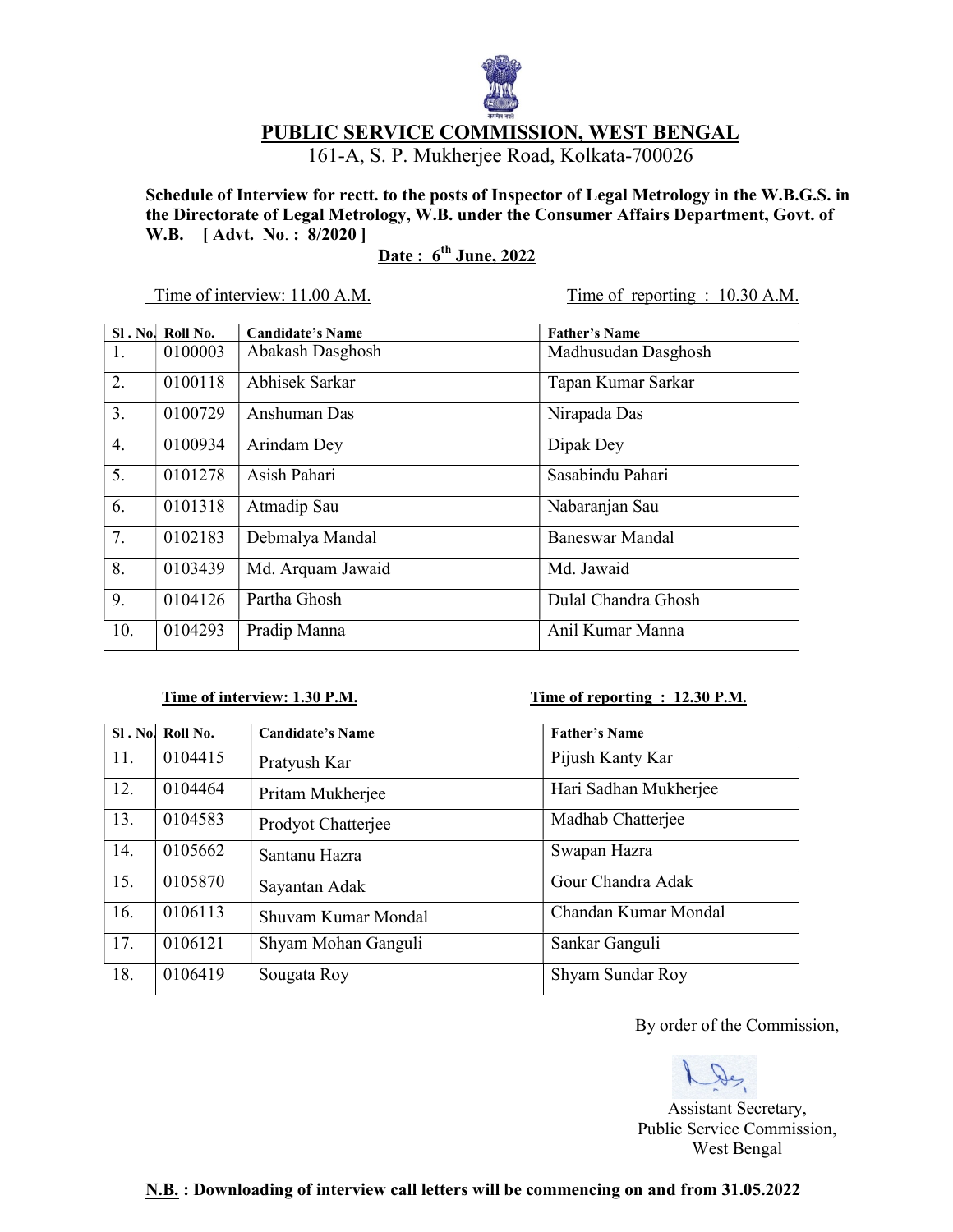# PUBLIC SERVICE COMMISSION, WEST BENGAL

161-A, S. P. Mukherjee Road, Kolkata-700026

**Schedule of Interview for rectt. to the posts of Inspector of Legal Metrology in the W.B.G.S. in the Directorate of Legal Metrology, W.B. under the Consumer Affairs Department, Govt. of W.B. [ Advt. No. : 8/2020 ]**

**Date : 6th June, 2022**

Time of interview: 11.00 A.M. | Time of reporting : 10.30 A.M.

| Sl . No. | Roll No. | Candidate's Name | Father's Name |
|---|---|---|---|
| 1. | 0100003 | Abakash Dasghosh | Madhusudan Dasghosh |
| 2. | 0100118 | Abhisek Sarkar | Tapan Kumar Sarkar |
| 3. | 0100729 | Anshuman Das | Nirapada Das |
| 4. | 0100934 | Arindam Dey | Dipak Dey |
| 5. | 0101278 | Asish Pahari | Sasabindu Pahari |
| 6. | 0101318 | Atmadip Sau | Nabaranjan Sau |
| 7. | 0102183 | Debmalya Mandal | Baneswar Mandal |
| 8. | 0103439 | Md. Arquam Jawaid | Md. Jawaid |
| 9. | 0104126 | Partha Ghosh | Dulal Chandra Ghosh |
| 10. | 0104293 | Pradip Manna | Anil Kumar Manna |

**Time of interview: 1.30 P.M.** | **Time of reporting : 12.30 P.M.**

| Sl . No. | Roll No. | Candidate's Name | Father's Name |
|---|---|---|---|
| 11. | 0104415 | Pratyush Kar | Pijush Kanty Kar |
| 12. | 0104464 | Pritam Mukherjee | Hari Sadhan Mukherjee |
| 13. | 0104583 | Prodyot Chatterjee | Madhab Chatterjee |
| 14. | 0105662 | Santanu Hazra | Swapan Hazra |
| 15. | 0105870 | Sayantan Adak | Gour Chandra Adak |
| 16. | 0106113 | Shuvam Kumar Mondal | Chandan Kumar Mondal |
| 17. | 0106121 | Shyam Mohan Ganguli | Sankar Ganguli |
| 18. | 0106419 | Sougata Roy | Shyam Sundar Roy |

By order of the Commission,

Assistant Secretary,
Public Service Commission,
West Bengal

**N.B. : Downloading of interview call letters will be commencing on and from 31.05.2022**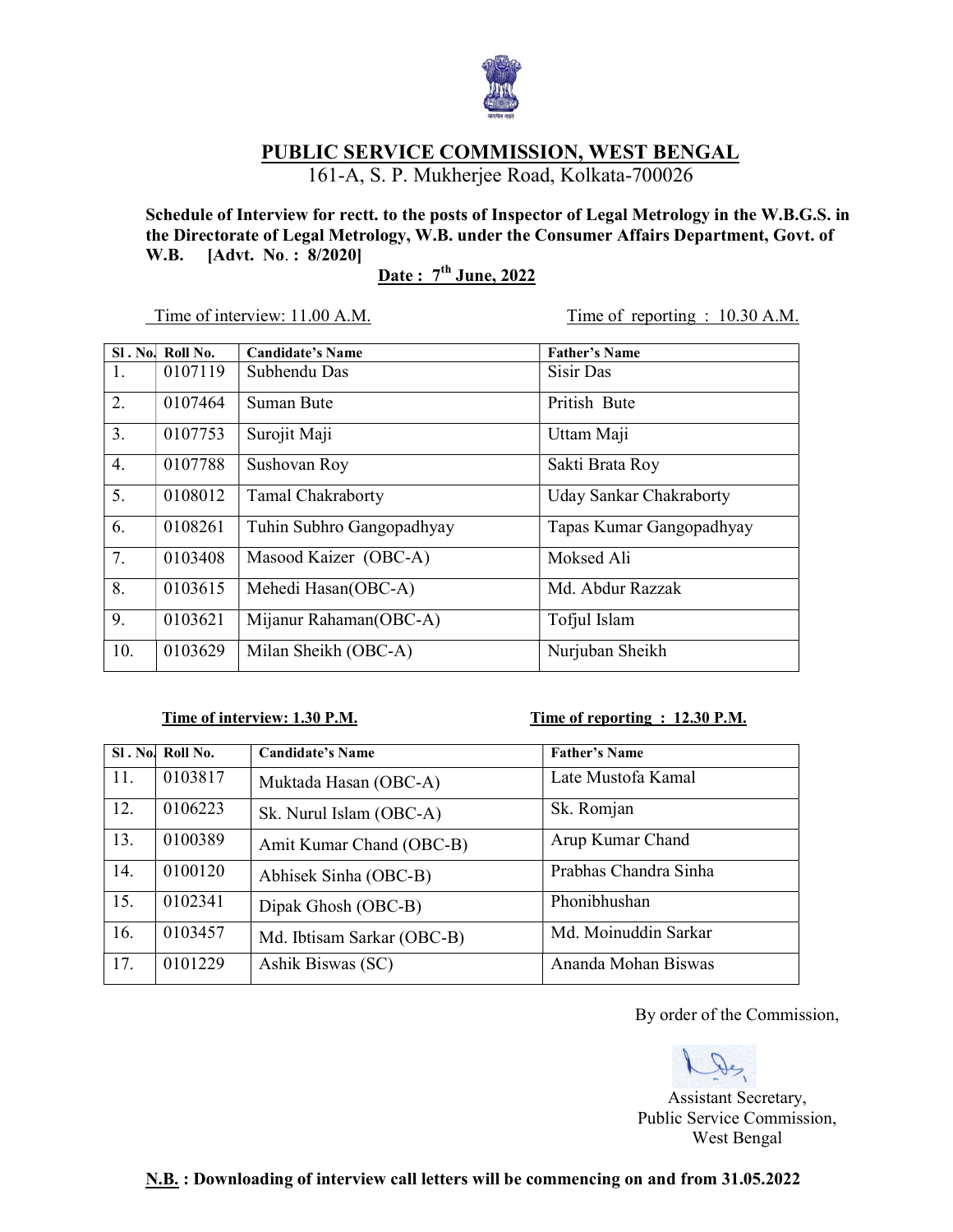# PUBLIC SERVICE COMMISSION, WEST BENGAL

161-A, S. P. Mukherjee Road, Kolkata-700026

**Schedule of Interview for rectt. to the posts of Inspector of Legal Metrology in the W.B.G.S. in the Directorate of Legal Metrology, W.B. under the Consumer Affairs Department, Govt. of W.B. [Advt. No. : 8/2020]**

**Date : 7th June, 2022**

Time of interview: 11.00 A.M. Time of reporting : 10.30 A.M.

| Sl . No. | Roll No. | Candidate's Name | Father's Name |
|---|---|---|---|
| 1. | 0107119 | Subhendu Das | Sisir Das |
| 2. | 0107464 | Suman Bute | Pritish Bute |
| 3. | 0107753 | Surojit Maji | Uttam Maji |
| 4. | 0107788 | Sushovan Roy | Sakti Brata Roy |
| 5. | 0108012 | Tamal Chakraborty | Uday Sankar Chakraborty |
| 6. | 0108261 | Tuhin Subhro Gangopadhyay | Tapas Kumar Gangopadhyay |
| 7. | 0103408 | Masood Kaizer (OBC-A) | Moksed Ali |
| 8. | 0103615 | Mehedi Hasan(OBC-A) | Md. Abdur Razzak |
| 9. | 0103621 | Mijanur Rahaman(OBC-A) | Tofjul Islam |
| 10. | 0103629 | Milan Sheikh (OBC-A) | Nurjuban Sheikh |

**Time of interview: 1.30 P.M.** **Time of reporting : 12.30 P.M.**

| Sl . No. | Roll No. | Candidate's Name | Father's Name |
|---|---|---|---|
| 11. | 0103817 | Muktada Hasan (OBC-A) | Late Mustofa Kamal |
| 12. | 0106223 | Sk. Nurul Islam (OBC-A) | Sk. Romjan |
| 13. | 0100389 | Amit Kumar Chand (OBC-B) | Arup Kumar Chand |
| 14. | 0100120 | Abhisek Sinha (OBC-B) | Prabhas Chandra Sinha |
| 15. | 0102341 | Dipak Ghosh (OBC-B) | Phonibhushan |
| 16. | 0103457 | Md. Ibtisam Sarkar (OBC-B) | Md. Moinuddin Sarkar |
| 17. | 0101229 | Ashik Biswas (SC) | Ananda Mohan Biswas |

By order of the Commission,

Assistant Secretary,
Public Service Commission,
West Bengal

**N.B. : Downloading of interview call letters will be commencing on and from 31.05.2022**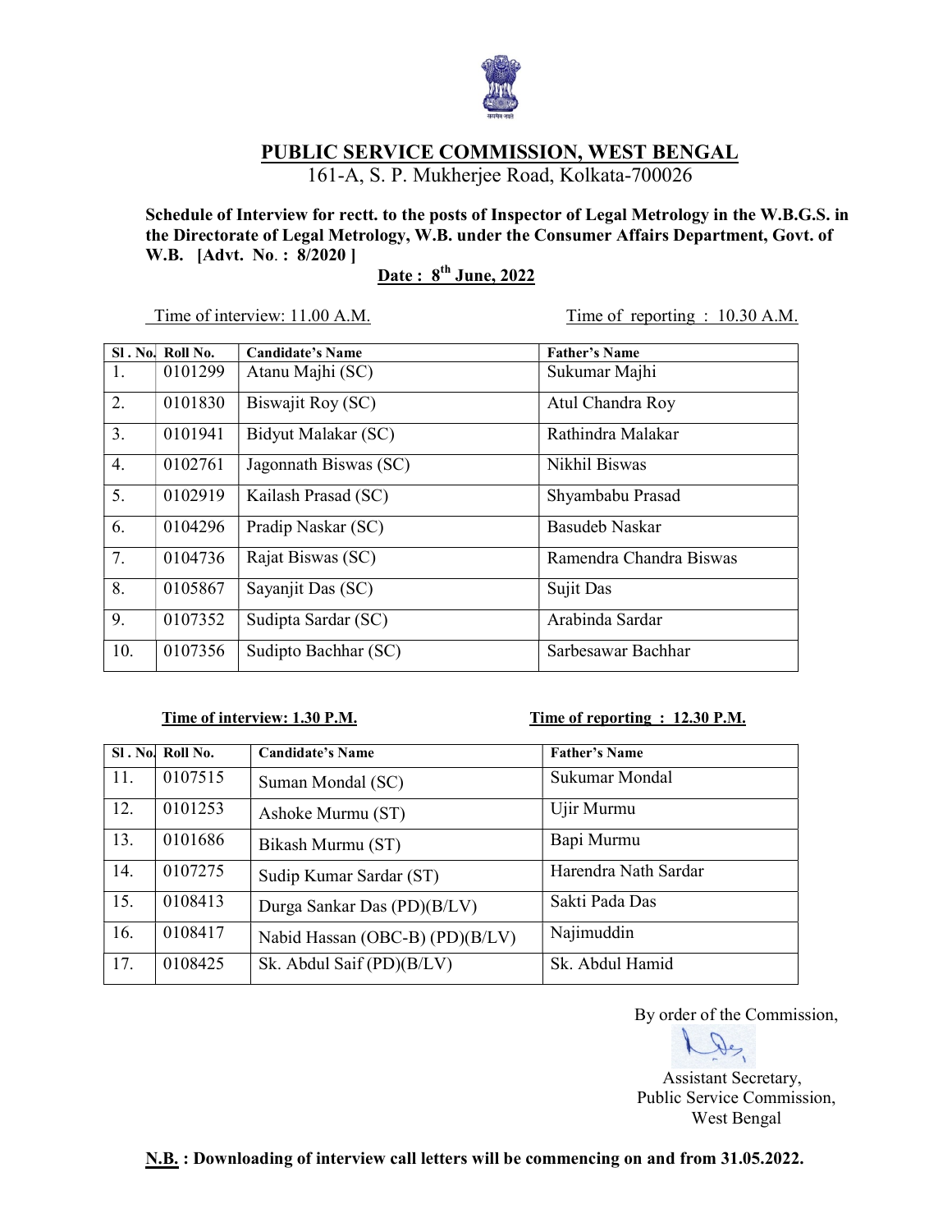# PUBLIC SERVICE COMMISSION, WEST BENGAL

161-A, S. P. Mukherjee Road, Kolkata-700026

**Schedule of Interview for rectt. to the posts of Inspector of Legal Metrology in the W.B.G.S. in the Directorate of Legal Metrology, W.B. under the Consumer Affairs Department, Govt. of W.B. [Advt. No. : 8/2020 ]**

**Date : 8th June, 2022**

Time of interview: 11.00 A.M. Time of reporting : 10.30 A.M.

| Sl . No. | Roll No. | Candidate's Name | Father's Name |
|---|---|---|---|
| 1. | 0101299 | Atanu Majhi (SC) | Sukumar Majhi |
| 2. | 0101830 | Biswajit Roy (SC) | Atul Chandra Roy |
| 3. | 0101941 | Bidyut Malakar (SC) | Rathindra Malakar |
| 4. | 0102761 | Jagonnath Biswas (SC) | Nikhil Biswas |
| 5. | 0102919 | Kailash Prasad (SC) | Shyambabu Prasad |
| 6. | 0104296 | Pradip Naskar (SC) | Basudeb Naskar |
| 7. | 0104736 | Rajat Biswas (SC) | Ramendra Chandra Biswas |
| 8. | 0105867 | Sayanjit Das (SC) | Sujit Das |
| 9. | 0107352 | Sudipta Sardar (SC) | Arabinda Sardar |
| 10. | 0107356 | Sudipto Bachhar (SC) | Sarbesawar Bachhar |

**Time of interview: 1.30 P.M.** **Time of reporting : 12.30 P.M.**

| Sl . No. | Roll No. | Candidate's Name | Father's Name |
|---|---|---|---|
| 11. | 0107515 | Suman Mondal (SC) | Sukumar Mondal |
| 12. | 0101253 | Ashoke Murmu (ST) | Ujir Murmu |
| 13. | 0101686 | Bikash Murmu (ST) | Bapi Murmu |
| 14. | 0107275 | Sudip Kumar Sardar (ST) | Harendra Nath Sardar |
| 15. | 0108413 | Durga Sankar Das (PD)(B/LV) | Sakti Pada Das |
| 16. | 0108417 | Nabid Hassan (OBC-B) (PD)(B/LV) | Najimuddin |
| 17. | 0108425 | Sk. Abdul Saif (PD)(B/LV) | Sk. Abdul Hamid |

By order of the Commission,

Assistant Secretary,
Public Service Commission,
West Bengal

**N.B. : Downloading of interview call letters will be commencing on and from 31.05.2022.**